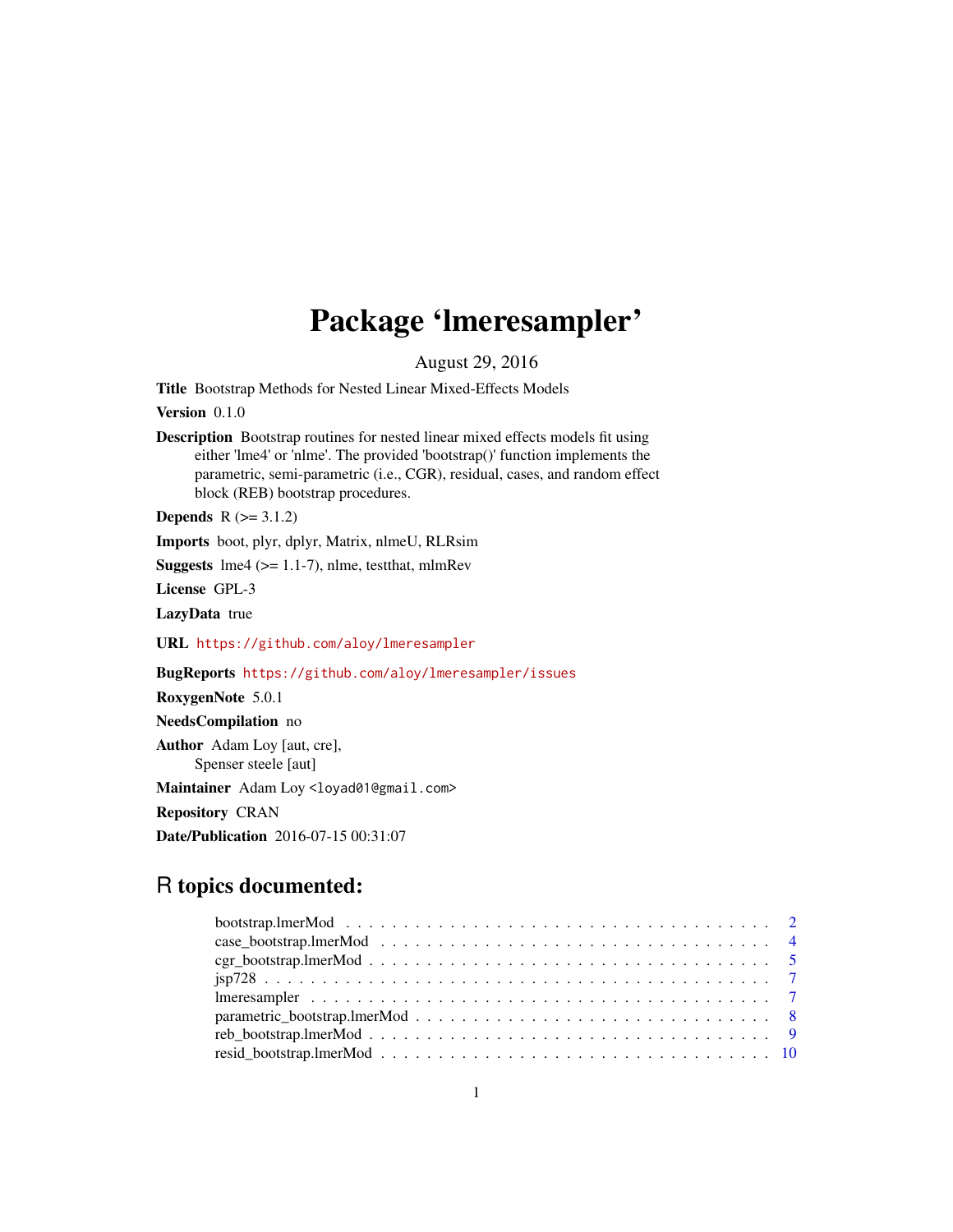# Package 'lmeresampler'

August 29, 2016

**Title** Bootstrap Methods for Nested Linear Mixed-Effects Models

**Version** 0.1.0

**Description** Bootstrap routines for nested linear mixed effects models fit using either 'lme4' or 'nlme'. The provided 'bootstrap()' function implements the parametric, semi-parametric (i.e., CGR), residual, cases, and random effect block (REB) bootstrap procedures.

**Depends** R (>= 3.1.2)

**Imports** boot, plyr, dplyr, Matrix, nlmeU, RLRsim

**Suggests** lme4 (>= 1.1-7), nlme, testthat, mlmRev

**License** GPL-3

**LazyData** true

**URL** https://github.com/aloy/lmeresampler

**BugReports** https://github.com/aloy/lmeresampler/issues

**RoxygenNote** 5.0.1

**NeedsCompilation** no

**Author** Adam Loy [aut, cre], Spenser steele [aut]

**Maintainer** Adam Loy <loyad01@gmail.com>

**Repository** CRAN

**Date/Publication** 2016-07-15 00:31:07

## R topics documented:

- bootstrap.lmerMod . . . . . . . . . . . . . . . . . . . . . . . . . . . . . . . . . . . . 2
- case_bootstrap.lmerMod . . . . . . . . . . . . . . . . . . . . . . . . . . . . . . . . 4
- cgr_bootstrap.lmerMod . . . . . . . . . . . . . . . . . . . . . . . . . . . . . . . . . 5
- jsp728 . . . . . . . . . . . . . . . . . . . . . . . . . . . . . . . . . . . . . . . . . . 7
- lmeresampler . . . . . . . . . . . . . . . . . . . . . . . . . . . . . . . . . . . . . . 7
- parametric_bootstrap.lmerMod . . . . . . . . . . . . . . . . . . . . . . . . . . . . 8
- reb_bootstrap.lmerMod . . . . . . . . . . . . . . . . . . . . . . . . . . . . . . . . . 9
- resid_bootstrap.lmerMod . . . . . . . . . . . . . . . . . . . . . . . . . . . . . . . . 10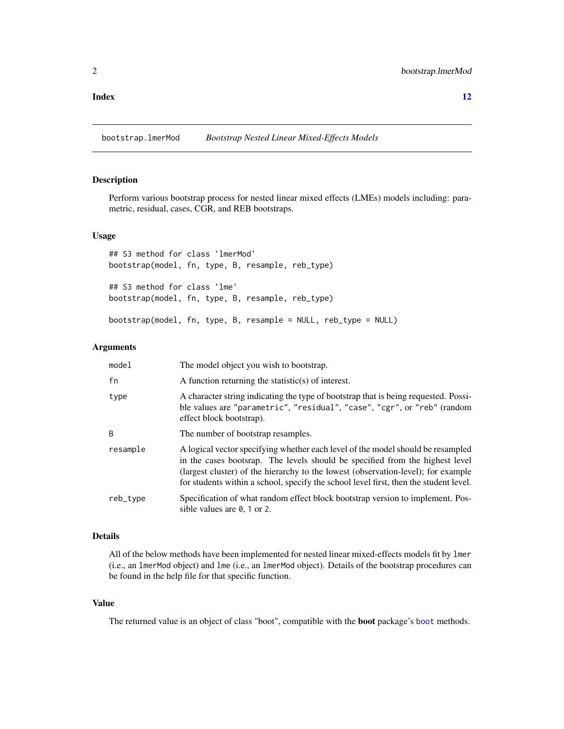**Index** **12**

---

bootstrap.lmerMod *Bootstrap Nested Linear Mixed-Effects Models*

---

## Description

Perform various bootstrap process for nested linear mixed effects (LMEs) models including: parametric, residual, cases, CGR, and REB bootstraps.

## Usage

```
## S3 method for class 'lmerMod'
bootstrap(model, fn, type, B, resample, reb_type)

## S3 method for class 'lme'
bootstrap(model, fn, type, B, resample, reb_type)

bootstrap(model, fn, type, B, resample = NULL, reb_type = NULL)
```

## Arguments

| | |
|---|---|
| model | The model object you wish to bootstrap. |
| fn | A function returning the statistic(s) of interest. |
| type | A character string indicating the type of bootstrap that is being requested. Possible values are "parametric", "residual", "case", "cgr", or "reb" (random effect block bootstrap). |
| B | The number of bootstrap resamples. |
| resample | A logical vector specifying whether each level of the model should be resampled in the cases bootsrap. The levels should be specified from the highest level (largest cluster) of the hierarchy to the lowest (observation-level); for example for students within a school, specify the school level first, then the student level. |
| reb_type | Specification of what random effect block bootstrap version to implement. Possible values are 0, 1 or 2. |

## Details

All of the below methods have been implemented for nested linear mixed-effects models fit by lmer (i.e., an lmerMod object) and lme (i.e., an lmerMod object). Details of the bootstrap procedures can be found in the help file for that specific function.

## Value

The returned value is an object of class "boot", compatible with the **boot** package's boot methods.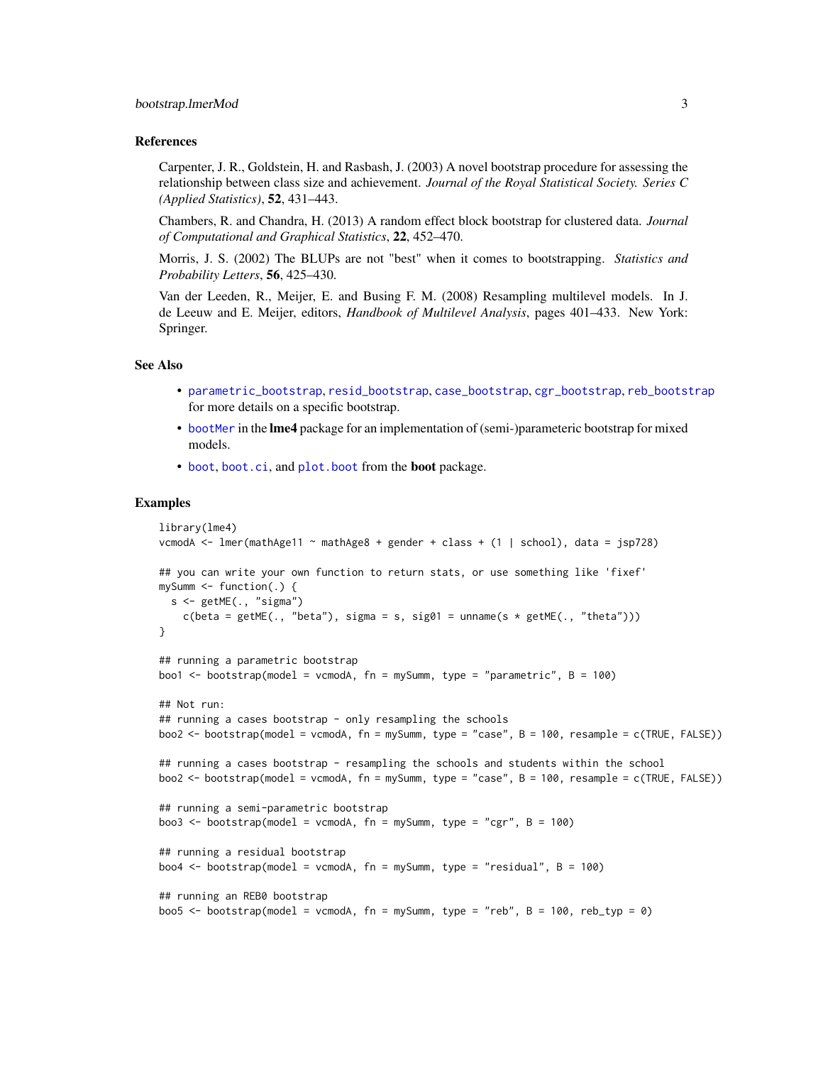### References

Carpenter, J. R., Goldstein, H. and Rasbash, J. (2003) A novel bootstrap procedure for assessing the relationship between class size and achievement. *Journal of the Royal Statistical Society. Series C (Applied Statistics)*, **52**, 431–443.

Chambers, R. and Chandra, H. (2013) A random effect block bootstrap for clustered data. *Journal of Computational and Graphical Statistics*, **22**, 452–470.

Morris, J. S. (2002) The BLUPs are not "best" when it comes to bootstrapping. *Statistics and Probability Letters*, **56**, 425–430.

Van der Leeden, R., Meijer, E. and Busing F. M. (2008) Resampling multilevel models. In J. de Leeuw and E. Meijer, editors, *Handbook of Multilevel Analysis*, pages 401–433. New York: Springer.

### See Also

- `parametric_bootstrap`, `resid_bootstrap`, `case_bootstrap`, `cgr_bootstrap`, `reb_bootstrap` for more details on a specific bootstrap.
- `bootMer` in the **lme4** package for an implementation of (semi-)parameteric bootstrap for mixed models.
- `boot`, `boot.ci`, and `plot.boot` from the **boot** package.

### Examples

```
library(lme4)
vcmodA <- lmer(mathAge11 ~ mathAge8 + gender + class + (1 | school), data = jsp728)

## you can write your own function to return stats, or use something like 'fixef'
mySumm <- function(.) {
  s <- getME(., "sigma")
    c(beta = getME(., "beta"), sigma = s, sig01 = unname(s * getME(., "theta")))
}

## running a parametric bootstrap
boo1 <- bootstrap(model = vcmodA, fn = mySumm, type = "parametric", B = 100)

## Not run:
## running a cases bootstrap - only resampling the schools
boo2 <- bootstrap(model = vcmodA, fn = mySumm, type = "case", B = 100, resample = c(TRUE, FALSE))

## running a cases bootstrap - resampling the schools and students within the school
boo2 <- bootstrap(model = vcmodA, fn = mySumm, type = "case", B = 100, resample = c(TRUE, FALSE))

## running a semi-parametric bootstrap
boo3 <- bootstrap(model = vcmodA, fn = mySumm, type = "cgr", B = 100)

## running a residual bootstrap
boo4 <- bootstrap(model = vcmodA, fn = mySumm, type = "residual", B = 100)

## running an REB0 bootstrap
boo5 <- bootstrap(model = vcmodA, fn = mySumm, type = "reb", B = 100, reb_typ = 0)
```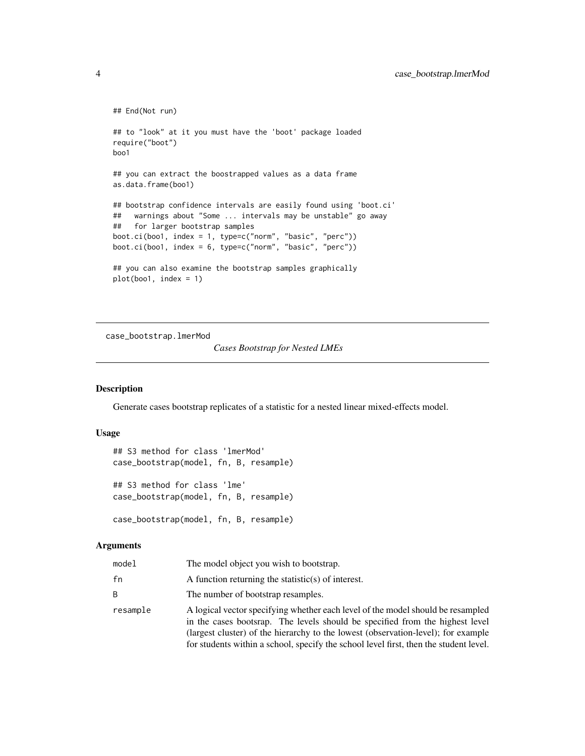```
## End(Not run)

## to "look" at it you must have the 'boot' package loaded
require("boot")
boo1

## you can extract the boostrapped values as a data frame
as.data.frame(boo1)

## bootstrap confidence intervals are easily found using 'boot.ci'
##   warnings about "Some ... intervals may be unstable" go away
##   for larger bootstrap samples
boot.ci(boo1, index = 1, type=c("norm", "basic", "perc"))
boot.ci(boo1, index = 6, type=c("norm", "basic", "perc"))

## you can also examine the bootstrap samples graphically
plot(boo1, index = 1)
```

---

`case_bootstrap.lmerMod` *Cases Bootstrap for Nested LMEs*

---

### Description

Generate cases bootstrap replicates of a statistic for a nested linear mixed-effects model.

### Usage

```
## S3 method for class 'lmerMod'
case_bootstrap(model, fn, B, resample)

## S3 method for class 'lme'
case_bootstrap(model, fn, B, resample)

case_bootstrap(model, fn, B, resample)
```

### Arguments

| | |
|---|---|
| `model` | The model object you wish to bootstrap. |
| `fn` | A function returning the statistic(s) of interest. |
| `B` | The number of bootstrap resamples. |
| `resample` | A logical vector specifying whether each level of the model should be resampled in the cases bootsrap. The levels should be specified from the highest level (largest cluster) of the hierarchy to the lowest (observation-level); for example for students within a school, specify the school level first, then the student level. |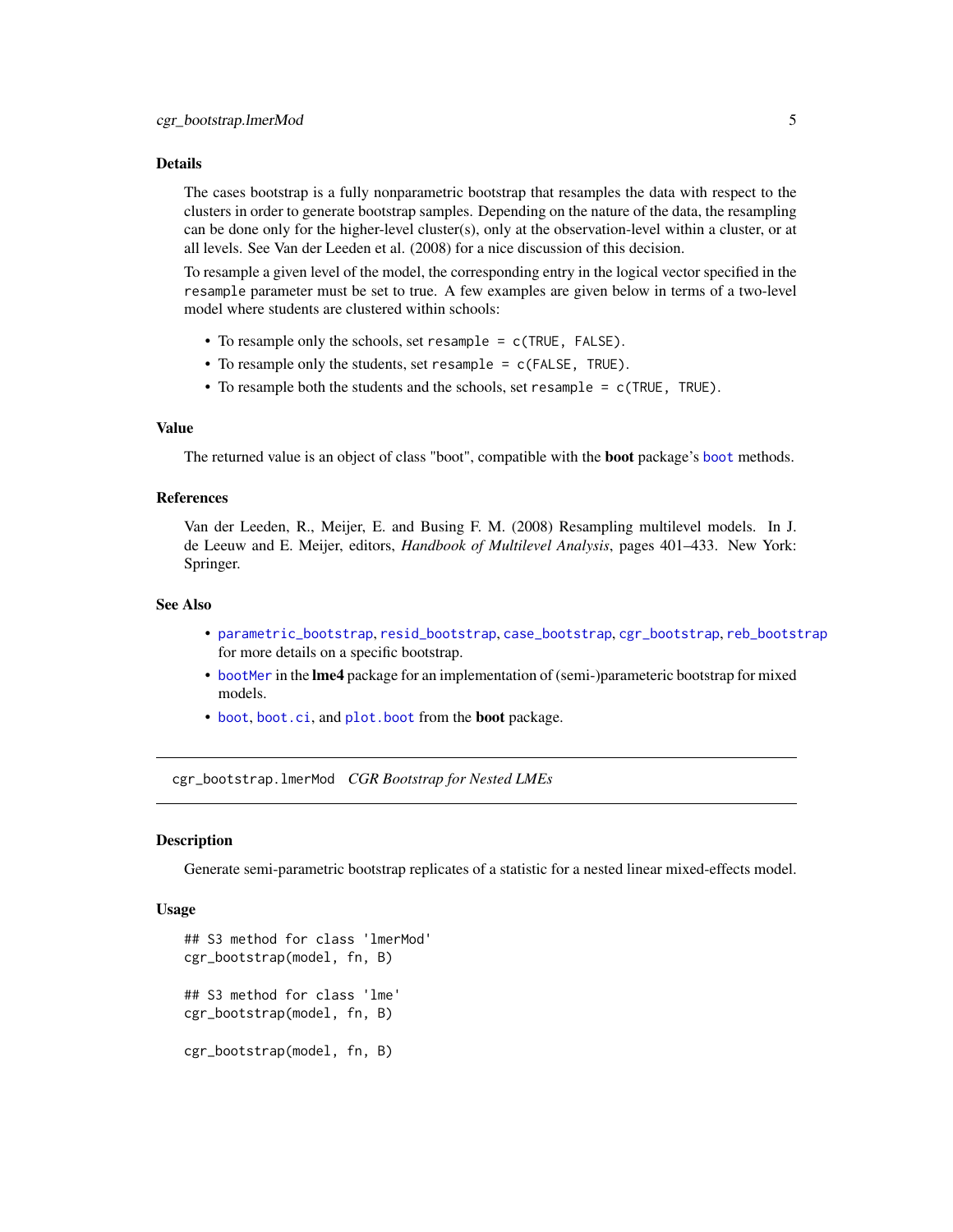### Details

The cases bootstrap is a fully nonparametric bootstrap that resamples the data with respect to the clusters in order to generate bootstrap samples. Depending on the nature of the data, the resampling can be done only for the higher-level cluster(s), only at the observation-level within a cluster, or at all levels. See Van der Leeden et al. (2008) for a nice discussion of this decision.

To resample a given level of the model, the corresponding entry in the logical vector specified in the `resample` parameter must be set to true. A few examples are given below in terms of a two-level model where students are clustered within schools:

- To resample only the schools, set `resample = c(TRUE, FALSE)`.
- To resample only the students, set `resample = c(FALSE, TRUE)`.
- To resample both the students and the schools, set `resample = c(TRUE, TRUE)`.

### Value

The returned value is an object of class "boot", compatible with the **boot** package's `boot` methods.

### References

Van der Leeden, R., Meijer, E. and Busing F. M. (2008) Resampling multilevel models. In J. de Leeuw and E. Meijer, editors, *Handbook of Multilevel Analysis*, pages 401–433. New York: Springer.

### See Also

- `parametric_bootstrap`, `resid_bootstrap`, `case_bootstrap`, `cgr_bootstrap`, `reb_bootstrap` for more details on a specific bootstrap.
- `bootMer` in the **lme4** package for an implementation of (semi-)parameteric bootstrap for mixed models.
- `boot`, `boot.ci`, and `plot.boot` from the **boot** package.

---

## cgr_bootstrap.lmerMod *CGR Bootstrap for Nested LMEs*

### Description

Generate semi-parametric bootstrap replicates of a statistic for a nested linear mixed-effects model.

### Usage

```
## S3 method for class 'lmerMod'
cgr_bootstrap(model, fn, B)

## S3 method for class 'lme'
cgr_bootstrap(model, fn, B)

cgr_bootstrap(model, fn, B)
```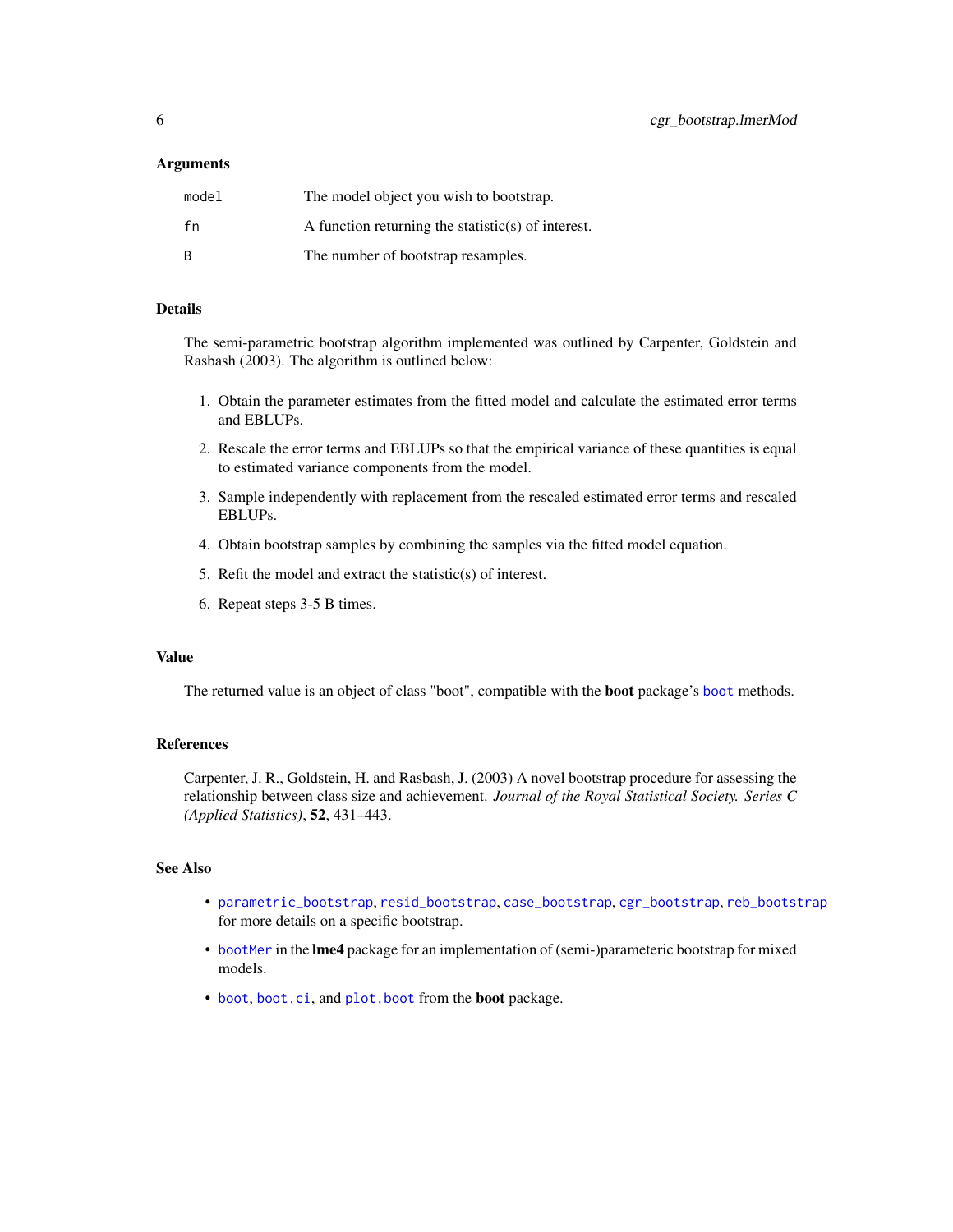### Arguments

| | |
|---|---|
| `model` | The model object you wish to bootstrap. |
| `fn` | A function returning the statistic(s) of interest. |
| `B` | The number of bootstrap resamples. |

### Details

The semi-parametric bootstrap algorithm implemented was outlined by Carpenter, Goldstein and Rasbash (2003). The algorithm is outlined below:

1. Obtain the parameter estimates from the fitted model and calculate the estimated error terms and EBLUPs.
2. Rescale the error terms and EBLUPs so that the empirical variance of these quantities is equal to estimated variance components from the model.
3. Sample independently with replacement from the rescaled estimated error terms and rescaled EBLUPs.
4. Obtain bootstrap samples by combining the samples via the fitted model equation.
5. Refit the model and extract the statistic(s) of interest.
6. Repeat steps 3-5 B times.

### Value

The returned value is an object of class "boot", compatible with the **boot** package's `boot` methods.

### References

Carpenter, J. R., Goldstein, H. and Rasbash, J. (2003) A novel bootstrap procedure for assessing the relationship between class size and achievement. *Journal of the Royal Statistical Society. Series C (Applied Statistics)*, **52**, 431–443.

### See Also

- `parametric_bootstrap`, `resid_bootstrap`, `case_bootstrap`, `cgr_bootstrap`, `reb_bootstrap` for more details on a specific bootstrap.
- `bootMer` in the **lme4** package for an implementation of (semi-)parameteric bootstrap for mixed models.
- `boot`, `boot.ci`, and `plot.boot` from the **boot** package.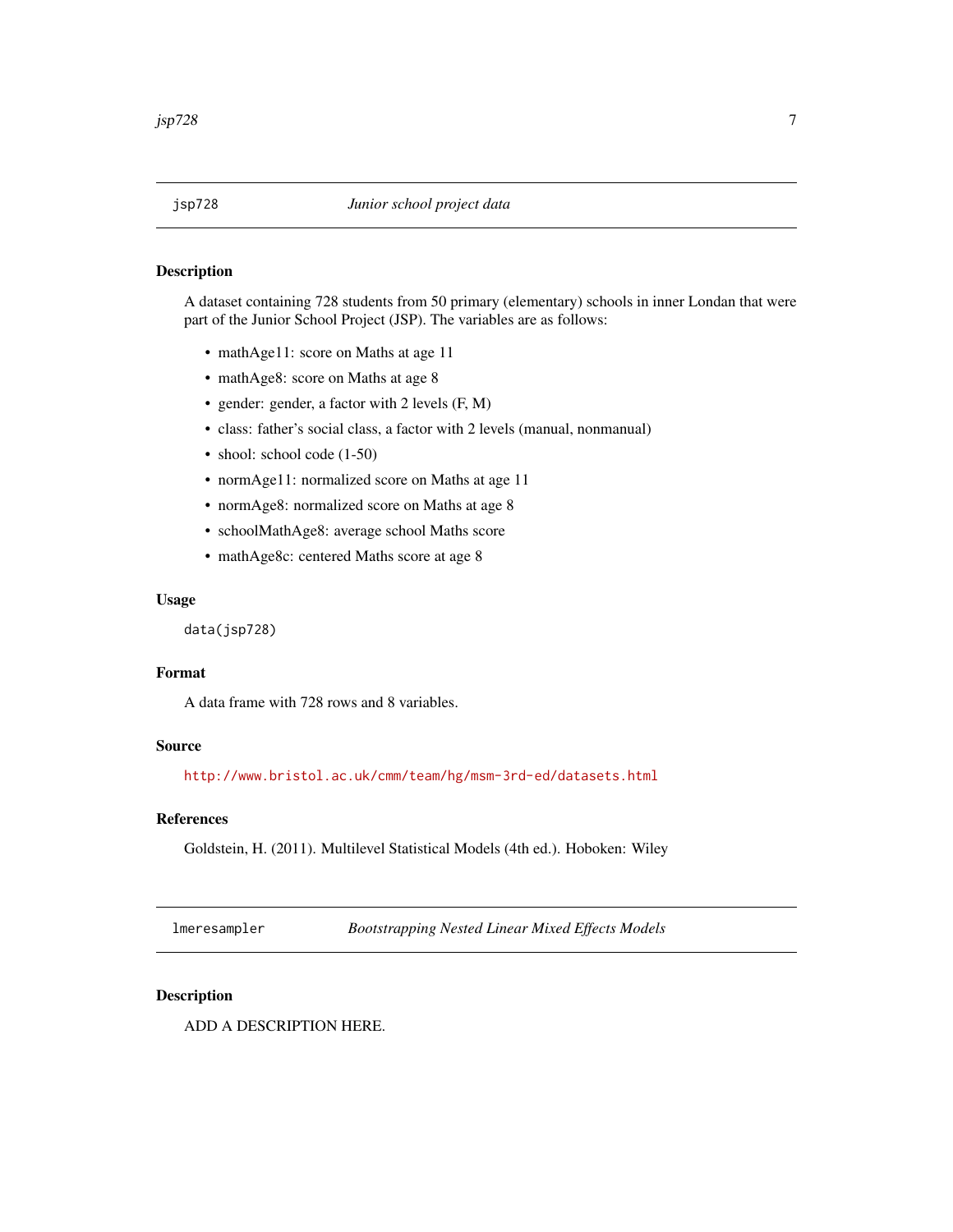## jsp728 — *Junior school project data*

### Description

A dataset containing 728 students from 50 primary (elementary) schools in inner Londan that were part of the Junior School Project (JSP). The variables are as follows:

- mathAge11: score on Maths at age 11
- mathAge8: score on Maths at age 8
- gender: gender, a factor with 2 levels (F, M)
- class: father's social class, a factor with 2 levels (manual, nonmanual)
- shool: school code (1-50)
- normAge11: normalized score on Maths at age 11
- normAge8: normalized score on Maths at age 8
- schoolMathAge8: average school Maths score
- mathAge8c: centered Maths score at age 8

### Usage

```
data(jsp728)
```

### Format

A data frame with 728 rows and 8 variables.

### Source

http://www.bristol.ac.uk/cmm/team/hg/msm-3rd-ed/datasets.html

### References

Goldstein, H. (2011). Multilevel Statistical Models (4th ed.). Hoboken: Wiley

## lmeresampler — *Bootstrapping Nested Linear Mixed Effects Models*

### Description

ADD A DESCRIPTION HERE.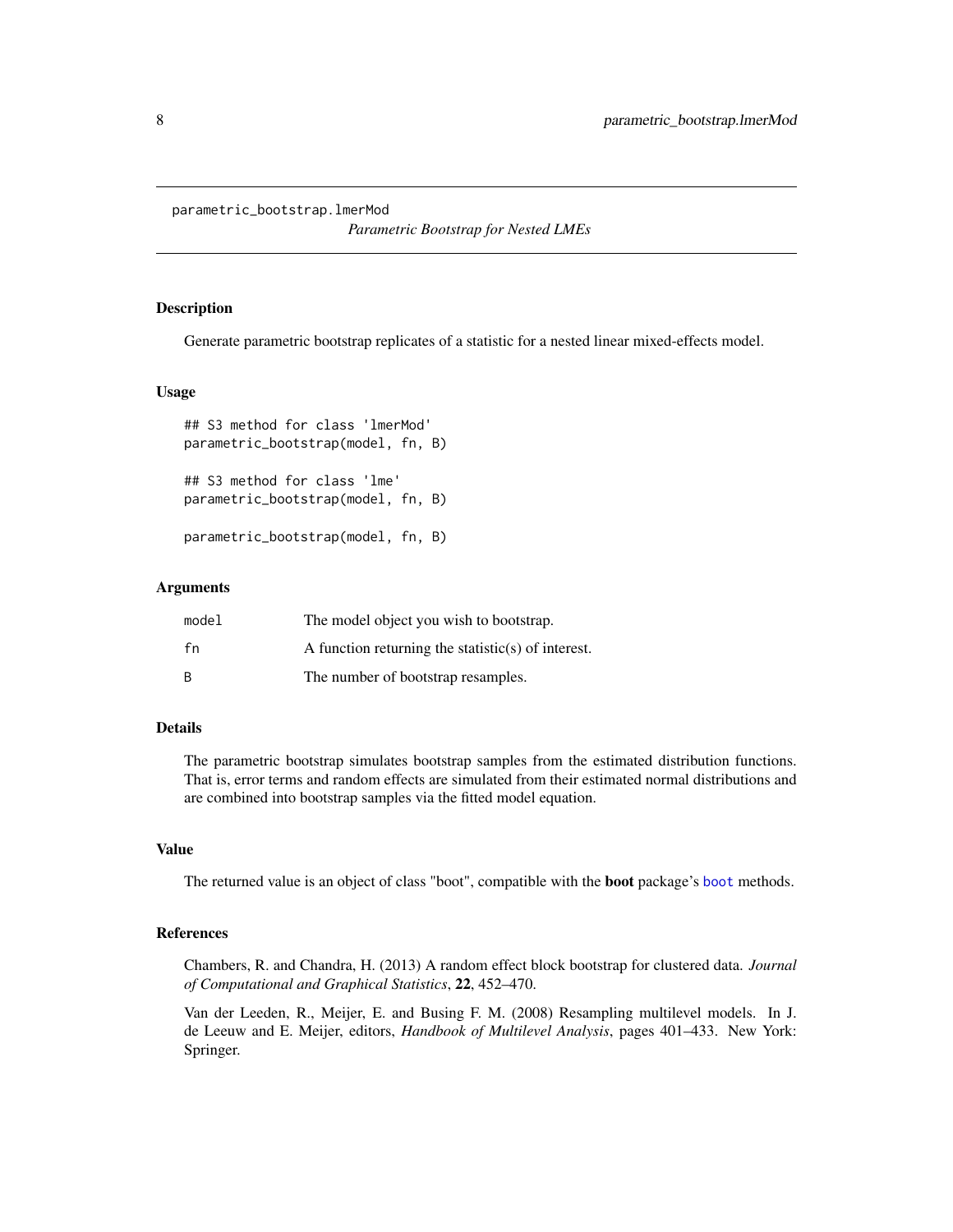`parametric_bootstrap.lmerMod`

*Parametric Bootstrap for Nested LMEs*

## Description

Generate parametric bootstrap replicates of a statistic for a nested linear mixed-effects model.

## Usage

```
## S3 method for class 'lmerMod'
parametric_bootstrap(model, fn, B)

## S3 method for class 'lme'
parametric_bootstrap(model, fn, B)

parametric_bootstrap(model, fn, B)
```

## Arguments

| | |
|---|---|
| `model` | The model object you wish to bootstrap. |
| `fn` | A function returning the statistic(s) of interest. |
| `B` | The number of bootstrap resamples. |

## Details

The parametric bootstrap simulates bootstrap samples from the estimated distribution functions. That is, error terms and random effects are simulated from their estimated normal distributions and are combined into bootstrap samples via the fitted model equation.

## Value

The returned value is an object of class "boot", compatible with the **boot** package's `boot` methods.

## References

Chambers, R. and Chandra, H. (2013) A random effect block bootstrap for clustered data. *Journal of Computational and Graphical Statistics*, **22**, 452–470.

Van der Leeden, R., Meijer, E. and Busing F. M. (2008) Resampling multilevel models. In J. de Leeuw and E. Meijer, editors, *Handbook of Multilevel Analysis*, pages 401–433. New York: Springer.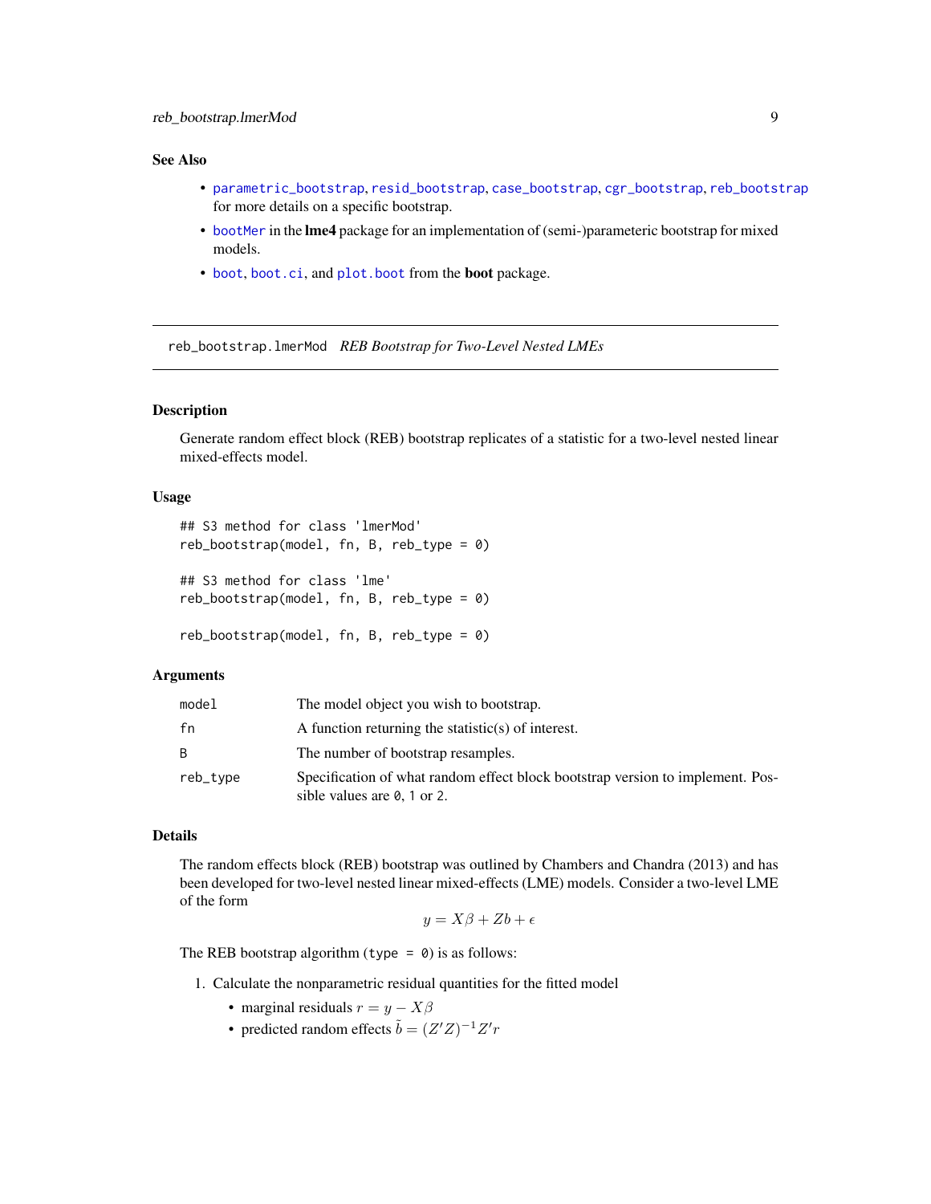### See Also

- parametric_bootstrap, resid_bootstrap, case_bootstrap, cgr_bootstrap, reb_bootstrap for more details on a specific bootstrap.
- bootMer in the **lme4** package for an implementation of (semi-)parameteric bootstrap for mixed models.
- boot, boot.ci, and plot.boot from the **boot** package.

---

## reb_bootstrap.lmerMod *REB Bootstrap for Two-Level Nested LMEs*

---

### Description

Generate random effect block (REB) bootstrap replicates of a statistic for a two-level nested linear mixed-effects model.

### Usage

```
## S3 method for class 'lmerMod'
reb_bootstrap(model, fn, B, reb_type = 0)

## S3 method for class 'lme'
reb_bootstrap(model, fn, B, reb_type = 0)

reb_bootstrap(model, fn, B, reb_type = 0)
```

### Arguments

| | |
|---|---|
| model | The model object you wish to bootstrap. |
| fn | A function returning the statistic(s) of interest. |
| B | The number of bootstrap resamples. |
| reb_type | Specification of what random effect block bootstrap version to implement. Possible values are `0`, `1` or `2`. |

### Details

The random effects block (REB) bootstrap was outlined by Chambers and Chandra (2013) and has been developed for two-level nested linear mixed-effects (LME) models. Consider a two-level LME of the form

$$y = X\beta + Zb + \epsilon$$

The REB bootstrap algorithm (`type = 0`) is as follows:

1. Calculate the nonparametric residual quantities for the fitted model
   - marginal residuals $r = y - X\beta$
   - predicted random effects $\tilde{b} = (Z'Z)^{-1}Z'r$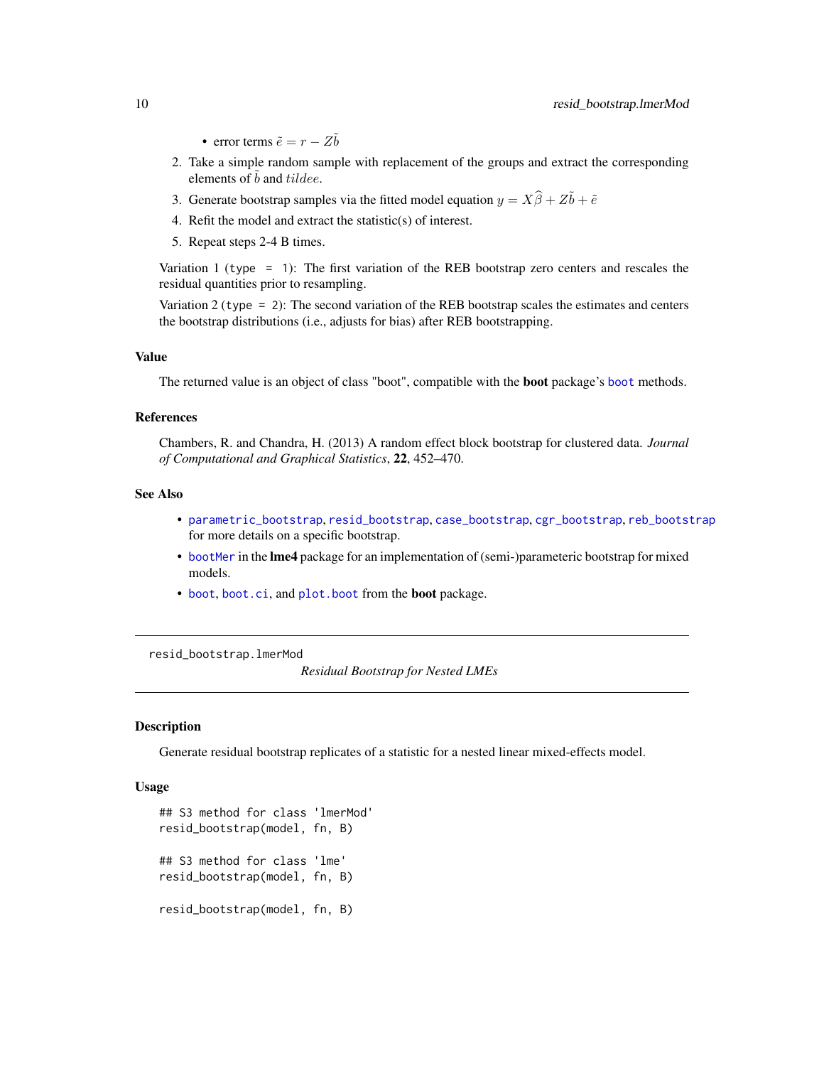- error terms $\tilde{e} = r - Z\tilde{b}$

2. Take a simple random sample with replacement of the groups and extract the corresponding elements of $\tilde{b}$ and $tildee$.
3. Generate bootstrap samples via the fitted model equation $y = X\widehat{\beta} + Z\tilde{b} + \tilde{e}$
4. Refit the model and extract the statistic(s) of interest.
5. Repeat steps 2-4 B times.

Variation 1 (`type = 1`): The first variation of the REB bootstrap zero centers and rescales the residual quantities prior to resampling.

Variation 2 (`type = 2`): The second variation of the REB bootstrap scales the estimates and centers the bootstrap distributions (i.e., adjusts for bias) after REB bootstrapping.

### Value

The returned value is an object of class "boot", compatible with the **boot** package's `boot` methods.

### References

Chambers, R. and Chandra, H. (2013) A random effect block bootstrap for clustered data. *Journal of Computational and Graphical Statistics*, **22**, 452–470.

### See Also

- `parametric_bootstrap`, `resid_bootstrap`, `case_bootstrap`, `cgr_bootstrap`, `reb_bootstrap` for more details on a specific bootstrap.
- `bootMer` in the **lme4** package for an implementation of (semi-)parameteric bootstrap for mixed models.
- `boot`, `boot.ci`, and `plot.boot` from the **boot** package.

---

## resid_bootstrap.lmerMod — *Residual Bootstrap for Nested LMEs*

### Description

Generate residual bootstrap replicates of a statistic for a nested linear mixed-effects model.

### Usage

```
## S3 method for class 'lmerMod'
resid_bootstrap(model, fn, B)

## S3 method for class 'lme'
resid_bootstrap(model, fn, B)

resid_bootstrap(model, fn, B)
```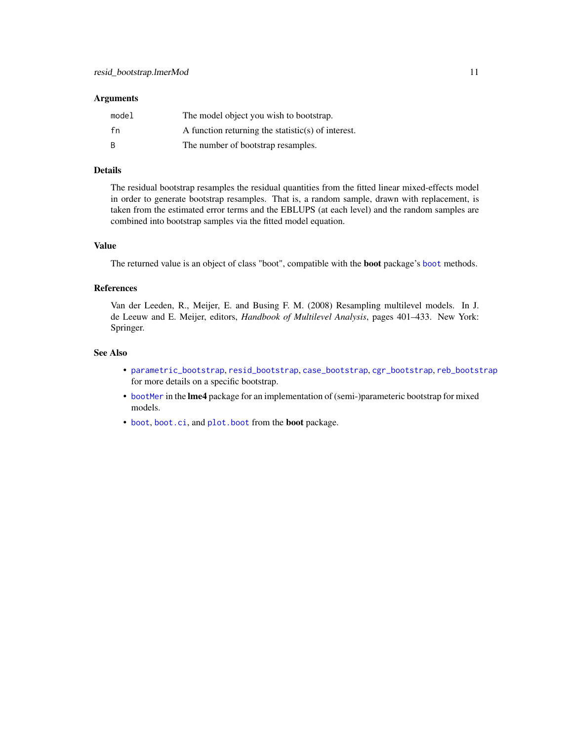### Arguments

| | |
|---|---|
| `model` | The model object you wish to bootstrap. |
| `fn` | A function returning the statistic(s) of interest. |
| `B` | The number of bootstrap resamples. |

### Details

The residual bootstrap resamples the residual quantities from the fitted linear mixed-effects model in order to generate bootstrap resamples. That is, a random sample, drawn with replacement, is taken from the estimated error terms and the EBLUPS (at each level) and the random samples are combined into bootstrap samples via the fitted model equation.

### Value

The returned value is an object of class "boot", compatible with the **boot** package's `boot` methods.

### References

Van der Leeden, R., Meijer, E. and Busing F. M. (2008) Resampling multilevel models. In J. de Leeuw and E. Meijer, editors, *Handbook of Multilevel Analysis*, pages 401–433. New York: Springer.

### See Also

- `parametric_bootstrap`, `resid_bootstrap`, `case_bootstrap`, `cgr_bootstrap`, `reb_bootstrap` for more details on a specific bootstrap.
- `bootMer` in the **lme4** package for an implementation of (semi-)parameteric bootstrap for mixed models.
- `boot`, `boot.ci`, and `plot.boot` from the **boot** package.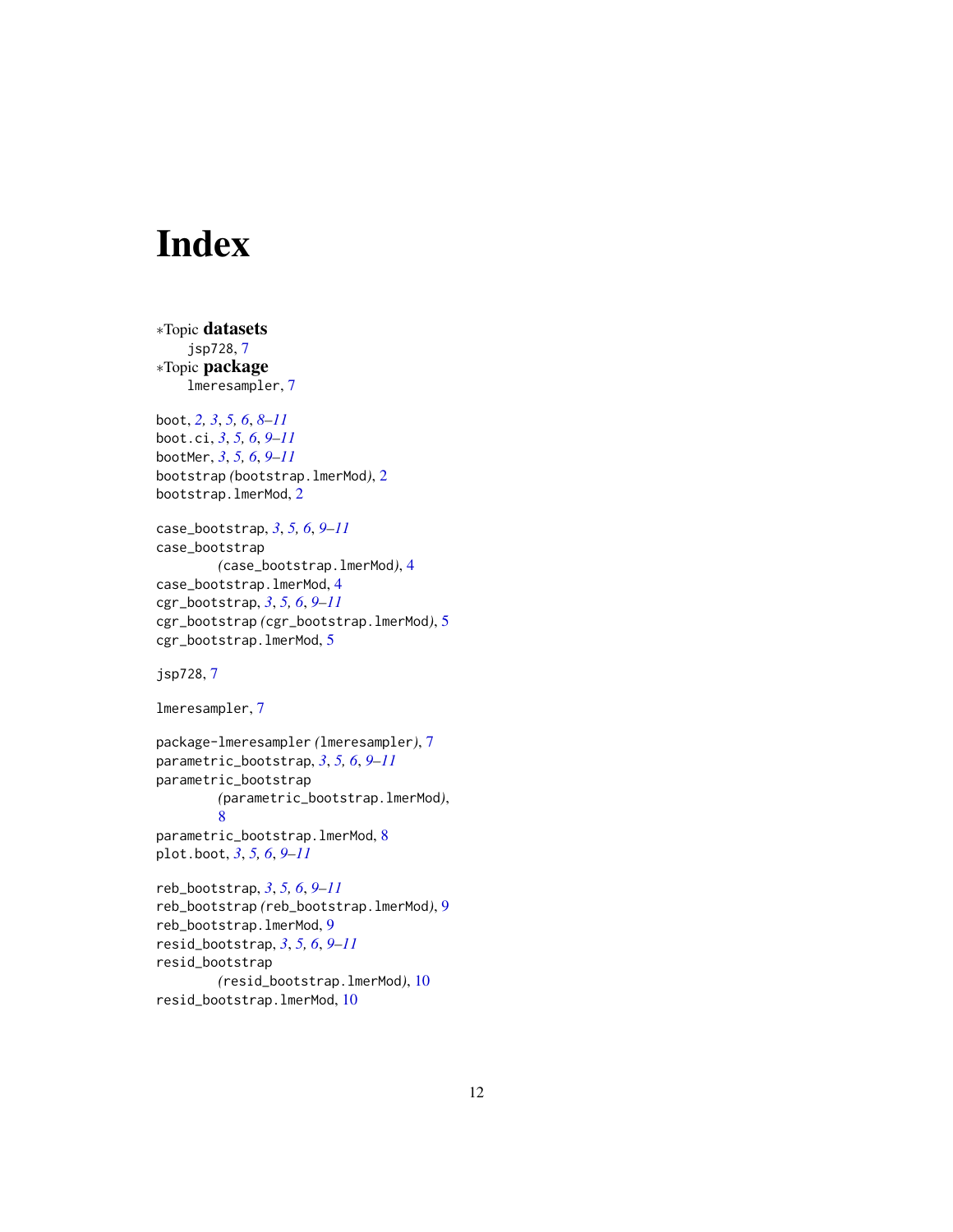# Index

∗Topic **datasets**
    jsp728, 7
∗Topic **package**
    lmeresampler, 7

boot, *2, 3*, *5, 6*, *8–11*
boot.ci, *3*, *5, 6*, *9–11*
bootMer, *3*, *5, 6*, *9–11*
bootstrap *(*bootstrap.lmerMod*)*, 2
bootstrap.lmerMod, 2

case_bootstrap, *3*, *5, 6*, *9–11*
case_bootstrap
        *(*case_bootstrap.lmerMod*)*, 4
case_bootstrap.lmerMod, 4
cgr_bootstrap, *3*, *5, 6*, *9–11*
cgr_bootstrap *(*cgr_bootstrap.lmerMod*)*, 5
cgr_bootstrap.lmerMod, 5

jsp728, 7

lmeresampler, 7

package-lmeresampler *(*lmeresampler*)*, 7
parametric_bootstrap, *3*, *5, 6*, *9–11*
parametric_bootstrap
        *(*parametric_bootstrap.lmerMod*)*,
        8
parametric_bootstrap.lmerMod, 8
plot.boot, *3*, *5, 6*, *9–11*

reb_bootstrap, *3*, *5, 6*, *9–11*
reb_bootstrap *(*reb_bootstrap.lmerMod*)*, 9
reb_bootstrap.lmerMod, 9
resid_bootstrap, *3*, *5, 6*, *9–11*
resid_bootstrap
        *(*resid_bootstrap.lmerMod*)*, 10
resid_bootstrap.lmerMod, 10